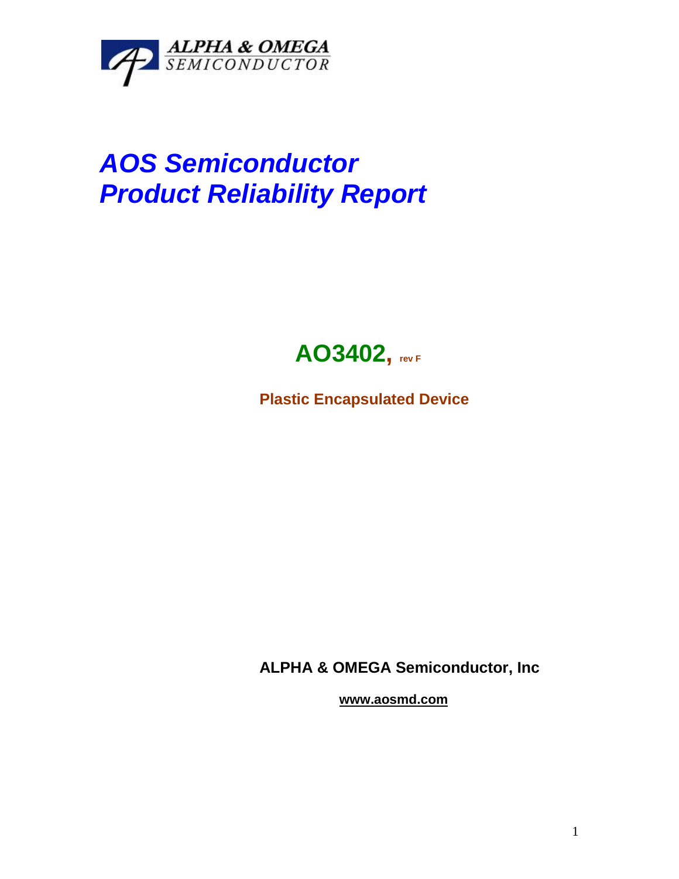ALPHA & OMEGA
SEMICONDUCTOR

# *AOS Semiconductor*
# *Product Reliability Report*

## AO3402, rev F

**Plastic Encapsulated Device**

**ALPHA & OMEGA Semiconductor, Inc**

**www.aosmd.com**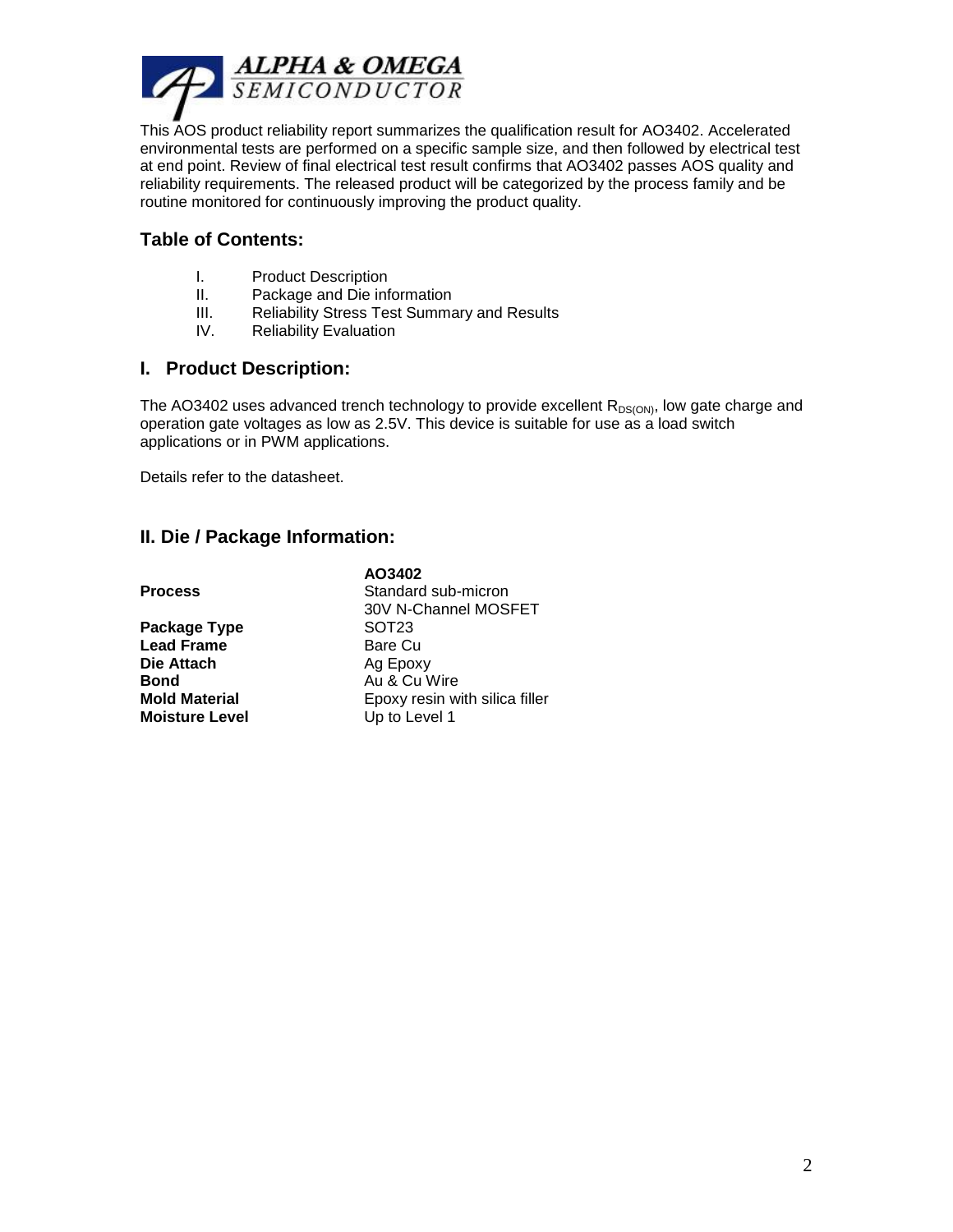This AOS product reliability report summarizes the qualification result for AO3402. Accelerated environmental tests are performed on a specific sample size, and then followed by electrical test at end point. Review of final electrical test result confirms that AO3402 passes AOS quality and reliability requirements. The released product will be categorized by the process family and be routine monitored for continuously improving the product quality.

## Table of Contents:

I. Product Description
II. Package and Die information
III. Reliability Stress Test Summary and Results
IV. Reliability Evaluation

## I. Product Description:

The AO3402 uses advanced trench technology to provide excellent $R_{DS(ON)}$, low gate charge and operation gate voltages as low as 2.5V. This device is suitable for use as a load switch applications or in PWM applications.

Details refer to the datasheet.

## II. Die / Package Information:

| | **AO3402** |
|---|---|
| **Process** | Standard sub-micron 30V N-Channel MOSFET |
| **Package Type** | SOT23 |
| **Lead Frame** | Bare Cu |
| **Die Attach** | Ag Epoxy |
| **Bond** | Au & Cu Wire |
| **Mold Material** | Epoxy resin with silica filler |
| **Moisture Level** | Up to Level 1 |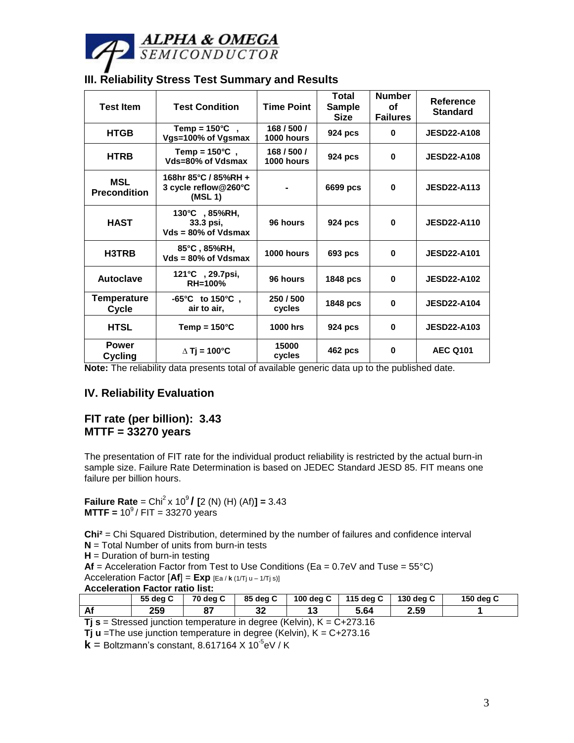## III. Reliability Stress Test Summary and Results

| Test Item | Test Condition | Time Point | Total Sample Size | Number of Failures | Reference Standard |
|---|---|---|---|---|---|
| HTGB | Temp = 150°C , Vgs=100% of Vgsmax | 168 / 500 / 1000 hours | 924 pcs | 0 | JESD22-A108 |
| HTRB | Temp = 150°C , Vds=80% of Vdsmax | 168 / 500 / 1000 hours | 924 pcs | 0 | JESD22-A108 |
| MSL Precondition | 168hr 85°C / 85%RH + 3 cycle reflow@260°C (MSL 1) | - | 6699 pcs | 0 | JESD22-A113 |
| HAST | 130°C , 85%RH, 33.3 psi, Vds = 80% of Vdsmax | 96 hours | 924 pcs | 0 | JESD22-A110 |
| H3TRB | 85°C , 85%RH, Vds = 80% of Vdsmax | 1000 hours | 693 pcs | 0 | JESD22-A101 |
| Autoclave | 121°C , 29.7psi, RH=100% | 96 hours | 1848 pcs | 0 | JESD22-A102 |
| Temperature Cycle | -65°C to 150°C , air to air, | 250 / 500 cycles | 1848 pcs | 0 | JESD22-A104 |
| HTSL | Temp = 150°C | 1000 hrs | 924 pcs | 0 | JESD22-A103 |
| Power Cycling | $\Delta$ Tj = 100°C | 15000 cycles | 462 pcs | 0 | AEC Q101 |

**Note:** The reliability data presents total of available generic data up to the published date.

## IV. Reliability Evaluation

### FIT rate (per billion): 3.43
### MTTF = 33270 years

The presentation of FIT rate for the individual product reliability is restricted by the actual burn-in sample size. Failure Rate Determination is based on JEDEC Standard JESD 85. FIT means one failure per billion hours.

**Failure Rate** = $Chi^2 \times 10^9$ **/ [**2 (N) (H) (Af)**] =** 3.43
**MTTF =** $10^9$ / FIT = 33270 years

**Chi²** = Chi Squared Distribution, determined by the number of failures and confidence interval
**N** = Total Number of units from burn-in tests
**H** = Duration of burn-in testing
**Af** = Acceleration Factor from Test to Use Conditions (Ea = 0.7eV and Tuse = 55°C)
Acceleration Factor [**Af**] = **Exp** $[Ea / k (1/Tj\ u - 1/Tj\ s)]$
**Acceleration Factor ratio list:**

| | 55 deg C | 70 deg C | 85 deg C | 100 deg C | 115 deg C | 130 deg C | 150 deg C |
|---|---|---|---|---|---|---|---|
| Af | 259 | 87 | 32 | 13 | 5.64 | 2.59 | 1 |

**Tj s** = Stressed junction temperature in degree (Kelvin), K = C+273.16
**Tj u** =The use junction temperature in degree (Kelvin), K = C+273.16
**k** = Boltzmann's constant, $8.617164 \times 10^{-5}$ eV / K